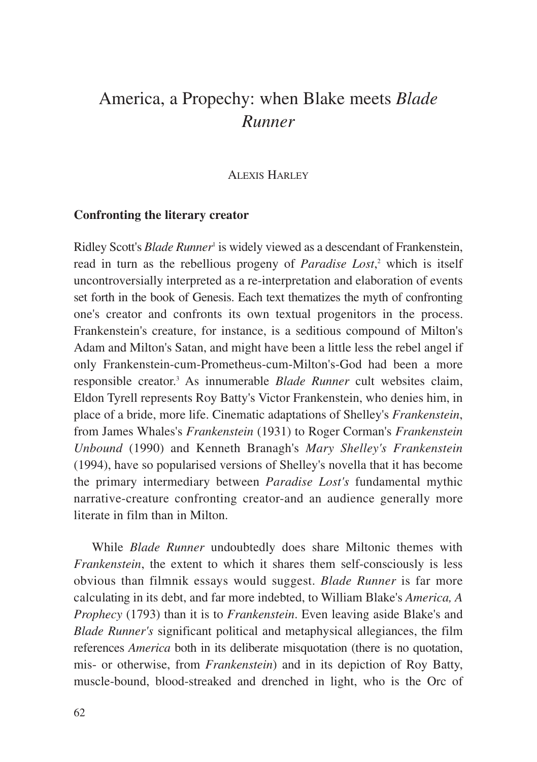# America, a Propechy: when Blake meets *Blade Runner*

ALEXIS HARLEY

## Confronting the literary creator

Ridley Scott's *Blade Runner*[1] is widely viewed as a descendant of Frankenstein, read in turn as the rebellious progeny of *Paradise Lost*,[2] which is itself uncontroversially interpreted as a re-interpretation and elaboration of events set forth in the book of Genesis. Each text thematizes the myth of confronting one's creator and confronts its own textual progenitors in the process. Frankenstein's creature, for instance, is a seditious compound of Milton's Adam and Milton's Satan, and might have been a little less the rebel angel if only Frankenstein-cum-Prometheus-cum-Milton's-God had been a more responsible creator.[3] As innumerable *Blade Runner* cult websites claim, Eldon Tyrell represents Roy Batty's Victor Frankenstein, who denies him, in place of a bride, more life. Cinematic adaptations of Shelley's *Frankenstein*, from James Whales's *Frankenstein* (1931) to Roger Corman's *Frankenstein Unbound* (1990) and Kenneth Branagh's *Mary Shelley's Frankenstein* (1994), have so popularised versions of Shelley's novella that it has become the primary intermediary between *Paradise Lost's* fundamental mythic narrative-creature confronting creator-and an audience generally more literate in film than in Milton.

While *Blade Runner* undoubtedly does share Miltonic themes with *Frankenstein*, the extent to which it shares them self-consciously is less obvious than filmnik essays would suggest. *Blade Runner* is far more calculating in its debt, and far more indebted, to William Blake's *America, A Prophecy* (1793) than it is to *Frankenstein*. Even leaving aside Blake's and *Blade Runner's* significant political and metaphysical allegiances, the film references *America* both in its deliberate misquotation (there is no quotation, mis- or otherwise, from *Frankenstein*) and in its depiction of Roy Batty, muscle-bound, blood-streaked and drenched in light, who is the Orc of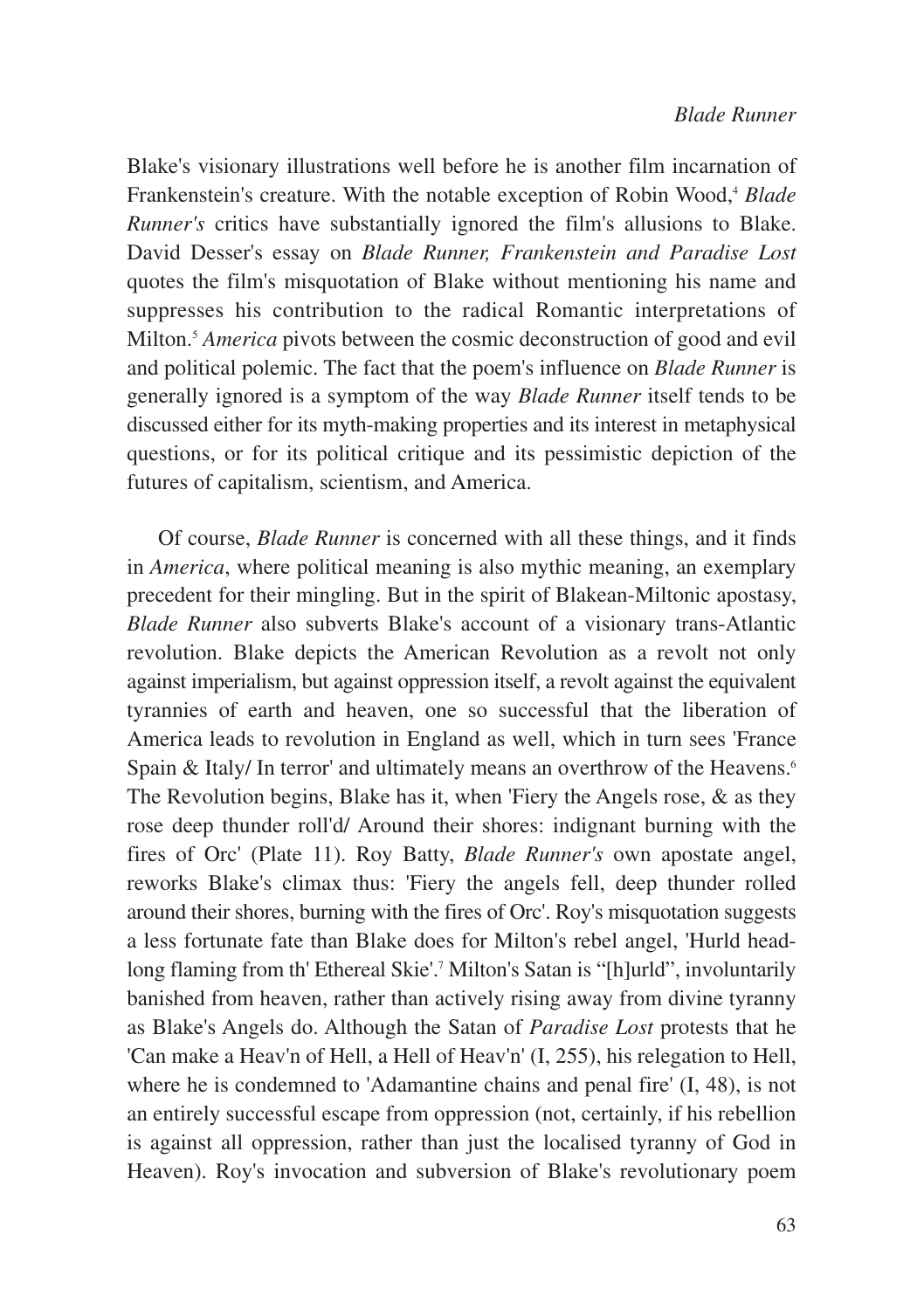Blake's visionary illustrations well before he is another film incarnation of Frankenstein's creature. With the notable exception of Robin Wood,[4] *Blade Runner's* critics have substantially ignored the film's allusions to Blake. David Desser's essay on *Blade Runner, Frankenstein and Paradise Lost* quotes the film's misquotation of Blake without mentioning his name and suppresses his contribution to the radical Romantic interpretations of Milton.[5] *America* pivots between the cosmic deconstruction of good and evil and political polemic. The fact that the poem's influence on *Blade Runner* is generally ignored is a symptom of the way *Blade Runner* itself tends to be discussed either for its myth-making properties and its interest in metaphysical questions, or for its political critique and its pessimistic depiction of the futures of capitalism, scientism, and America.

Of course, *Blade Runner* is concerned with all these things, and it finds in *America*, where political meaning is also mythic meaning, an exemplary precedent for their mingling. But in the spirit of Blakean-Miltonic apostasy, *Blade Runner* also subverts Blake's account of a visionary trans-Atlantic revolution. Blake depicts the American Revolution as a revolt not only against imperialism, but against oppression itself, a revolt against the equivalent tyrannies of earth and heaven, one so successful that the liberation of America leads to revolution in England as well, which in turn sees 'France Spain & Italy/ In terror' and ultimately means an overthrow of the Heavens.[6] The Revolution begins, Blake has it, when 'Fiery the Angels rose, & as they rose deep thunder roll'd/ Around their shores: indignant burning with the fires of Orc' (Plate 11). Roy Batty, *Blade Runner's* own apostate angel, reworks Blake's climax thus: 'Fiery the angels fell, deep thunder rolled around their shores, burning with the fires of Orc'. Roy's misquotation suggests a less fortunate fate than Blake does for Milton's rebel angel, 'Hurld headlong flaming from th' Ethereal Skie'.[7] Milton's Satan is "[h]urld", involuntarily banished from heaven, rather than actively rising away from divine tyranny as Blake's Angels do. Although the Satan of *Paradise Lost* protests that he 'Can make a Heav'n of Hell, a Hell of Heav'n' (I, 255), his relegation to Hell, where he is condemned to 'Adamantine chains and penal fire' (I, 48), is not an entirely successful escape from oppression (not, certainly, if his rebellion is against all oppression, rather than just the localised tyranny of God in Heaven). Roy's invocation and subversion of Blake's revolutionary poem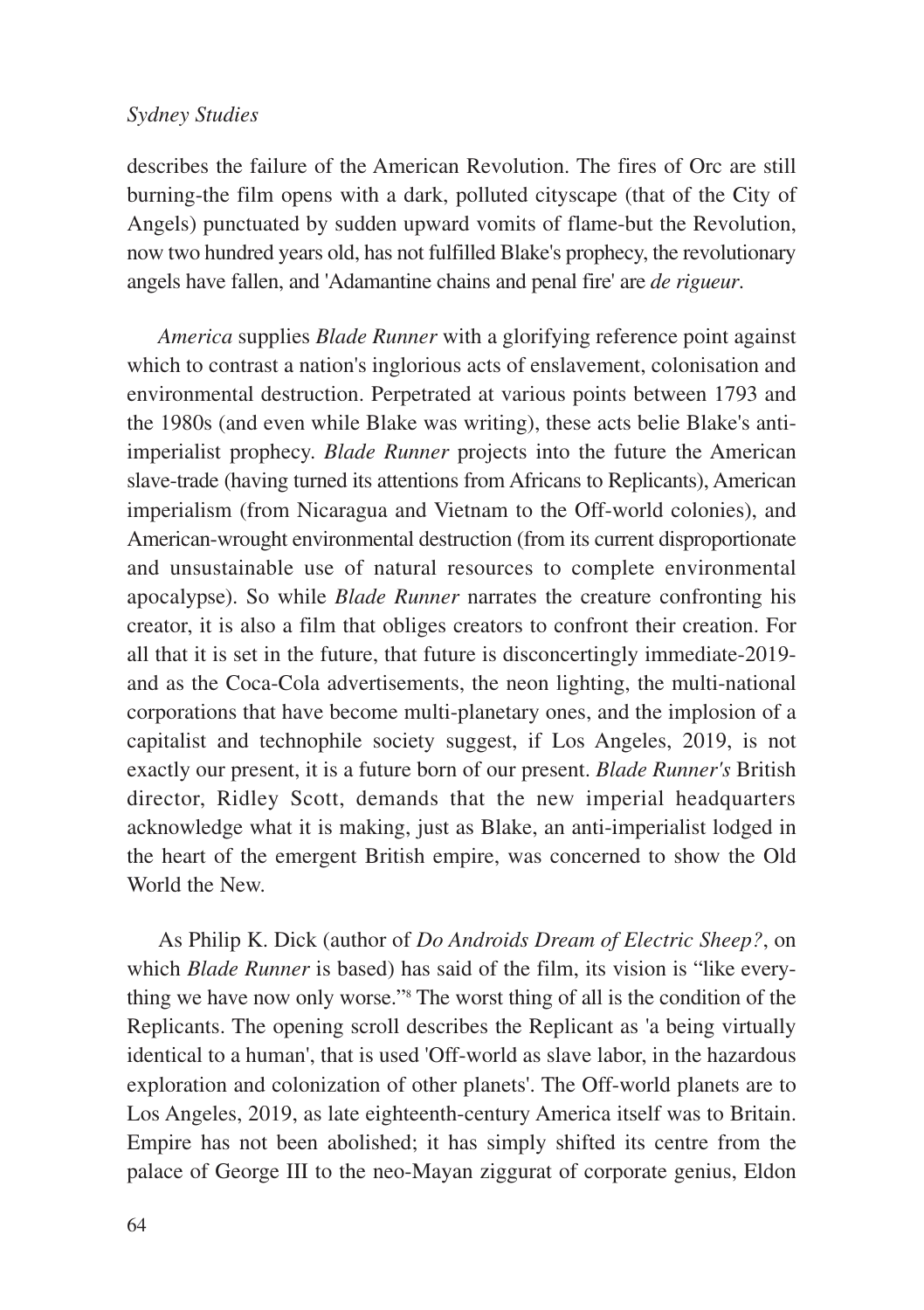describes the failure of the American Revolution. The fires of Orc are still burning-the film opens with a dark, polluted cityscape (that of the City of Angels) punctuated by sudden upward vomits of flame-but the Revolution, now two hundred years old, has not fulfilled Blake's prophecy, the revolutionary angels have fallen, and 'Adamantine chains and penal fire' are *de rigueur*.

*America* supplies *Blade Runner* with a glorifying reference point against which to contrast a nation's inglorious acts of enslavement, colonisation and environmental destruction. Perpetrated at various points between 1793 and the 1980s (and even while Blake was writing), these acts belie Blake's anti-imperialist prophecy. *Blade Runner* projects into the future the American slave-trade (having turned its attentions from Africans to Replicants), American imperialism (from Nicaragua and Vietnam to the Off-world colonies), and American-wrought environmental destruction (from its current disproportionate and unsustainable use of natural resources to complete environmental apocalypse). So while *Blade Runner* narrates the creature confronting his creator, it is also a film that obliges creators to confront their creation. For all that it is set in the future, that future is disconcertingly immediate-2019-and as the Coca-Cola advertisements, the neon lighting, the multi-national corporations that have become multi-planetary ones, and the implosion of a capitalist and technophile society suggest, if Los Angeles, 2019, is not exactly our present, it is a future born of our present. *Blade Runner's* British director, Ridley Scott, demands that the new imperial headquarters acknowledge what it is making, just as Blake, an anti-imperialist lodged in the heart of the emergent British empire, was concerned to show the Old World the New.

As Philip K. Dick (author of *Do Androids Dream of Electric Sheep?*, on which *Blade Runner* is based) has said of the film, its vision is "like everything we have now only worse."[8] The worst thing of all is the condition of the Replicants. The opening scroll describes the Replicant as 'a being virtually identical to a human', that is used 'Off-world as slave labor, in the hazardous exploration and colonization of other planets'. The Off-world planets are to Los Angeles, 2019, as late eighteenth-century America itself was to Britain. Empire has not been abolished; it has simply shifted its centre from the palace of George III to the neo-Mayan ziggurat of corporate genius, Eldon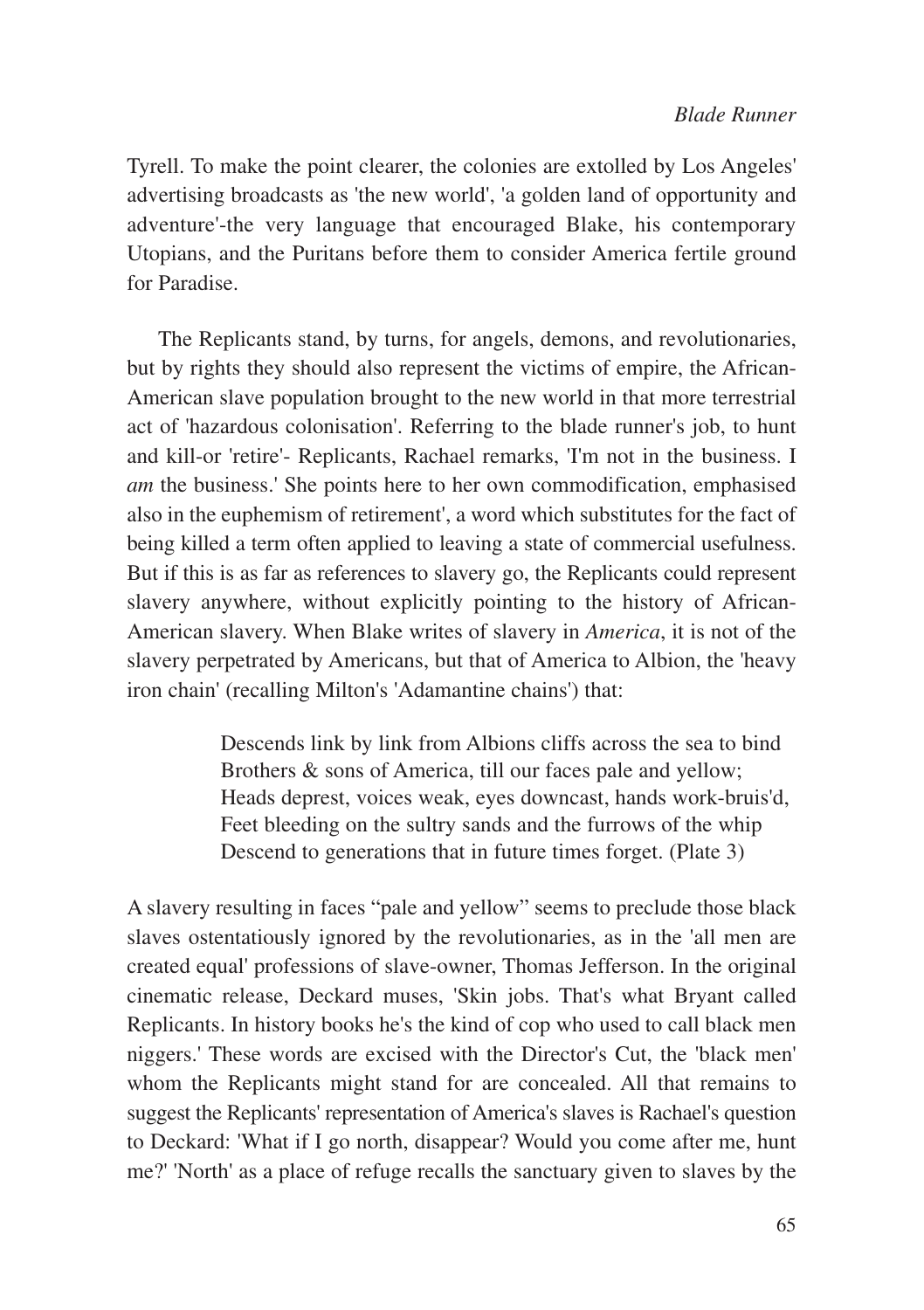Tyrell. To make the point clearer, the colonies are extolled by Los Angeles' advertising broadcasts as 'the new world', 'a golden land of opportunity and adventure'-the very language that encouraged Blake, his contemporary Utopians, and the Puritans before them to consider America fertile ground for Paradise.

The Replicants stand, by turns, for angels, demons, and revolutionaries, but by rights they should also represent the victims of empire, the African-American slave population brought to the new world in that more terrestrial act of 'hazardous colonisation'. Referring to the blade runner's job, to hunt and kill-or 'retire'- Replicants, Rachael remarks, 'I'm not in the business. I *am* the business.' She points here to her own commodification, emphasised also in the euphemism of retirement', a word which substitutes for the fact of being killed a term often applied to leaving a state of commercial usefulness. But if this is as far as references to slavery go, the Replicants could represent slavery anywhere, without explicitly pointing to the history of African-American slavery. When Blake writes of slavery in *America*, it is not of the slavery perpetrated by Americans, but that of America to Albion, the 'heavy iron chain' (recalling Milton's 'Adamantine chains') that:

> Descends link by link from Albions cliffs across the sea to bind
> Brothers & sons of America, till our faces pale and yellow;
> Heads deprest, voices weak, eyes downcast, hands work-bruis'd,
> Feet bleeding on the sultry sands and the furrows of the whip
> Descend to generations that in future times forget. (Plate 3)

A slavery resulting in faces “pale and yellow” seems to preclude those black slaves ostentatiously ignored by the revolutionaries, as in the 'all men are created equal' professions of slave-owner, Thomas Jefferson. In the original cinematic release, Deckard muses, 'Skin jobs. That's what Bryant called Replicants. In history books he's the kind of cop who used to call black men niggers.' These words are excised with the Director's Cut, the 'black men' whom the Replicants might stand for are concealed. All that remains to suggest the Replicants' representation of America's slaves is Rachael's question to Deckard: 'What if I go north, disappear? Would you come after me, hunt me?' 'North' as a place of refuge recalls the sanctuary given to slaves by the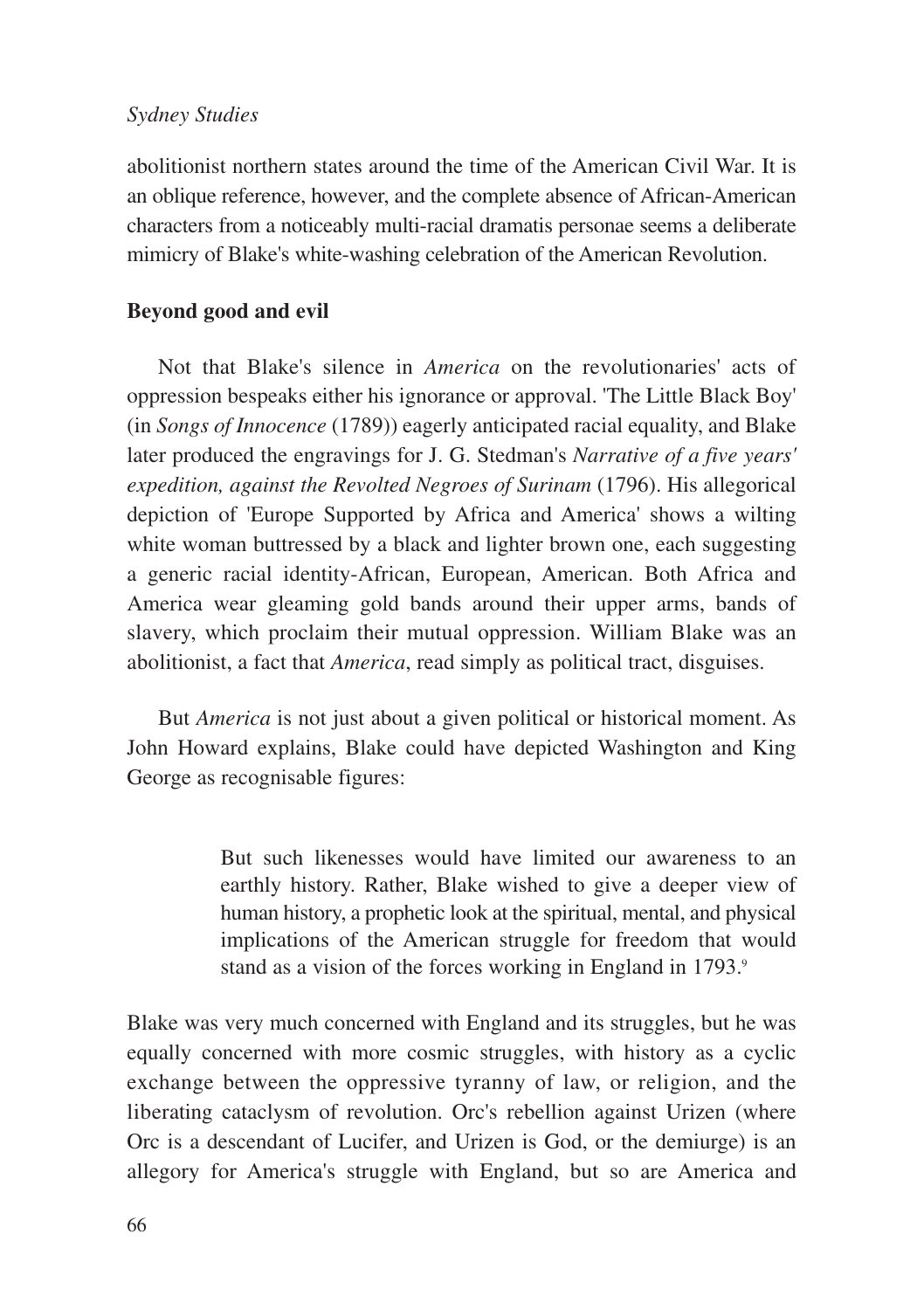abolitionist northern states around the time of the American Civil War. It is an oblique reference, however, and the complete absence of African-American characters from a noticeably multi-racial dramatis personae seems a deliberate mimicry of Blake's white-washing celebration of the American Revolution.

## Beyond good and evil

Not that Blake's silence in *America* on the revolutionaries' acts of oppression bespeaks either his ignorance or approval. 'The Little Black Boy' (in *Songs of Innocence* (1789)) eagerly anticipated racial equality, and Blake later produced the engravings for J. G. Stedman's *Narrative of a five years' expedition, against the Revolted Negroes of Surinam* (1796). His allegorical depiction of 'Europe Supported by Africa and America' shows a wilting white woman buttressed by a black and lighter brown one, each suggesting a generic racial identity-African, European, American. Both Africa and America wear gleaming gold bands around their upper arms, bands of slavery, which proclaim their mutual oppression. William Blake was an abolitionist, a fact that *America*, read simply as political tract, disguises.

But *America* is not just about a given political or historical moment. As John Howard explains, Blake could have depicted Washington and King George as recognisable figures:

> But such likenesses would have limited our awareness to an earthly history. Rather, Blake wished to give a deeper view of human history, a prophetic look at the spiritual, mental, and physical implications of the American struggle for freedom that would stand as a vision of the forces working in England in 1793.[9]

Blake was very much concerned with England and its struggles, but he was equally concerned with more cosmic struggles, with history as a cyclic exchange between the oppressive tyranny of law, or religion, and the liberating cataclysm of revolution. Orc's rebellion against Urizen (where Orc is a descendant of Lucifer, and Urizen is God, or the demiurge) is an allegory for America's struggle with England, but so are America and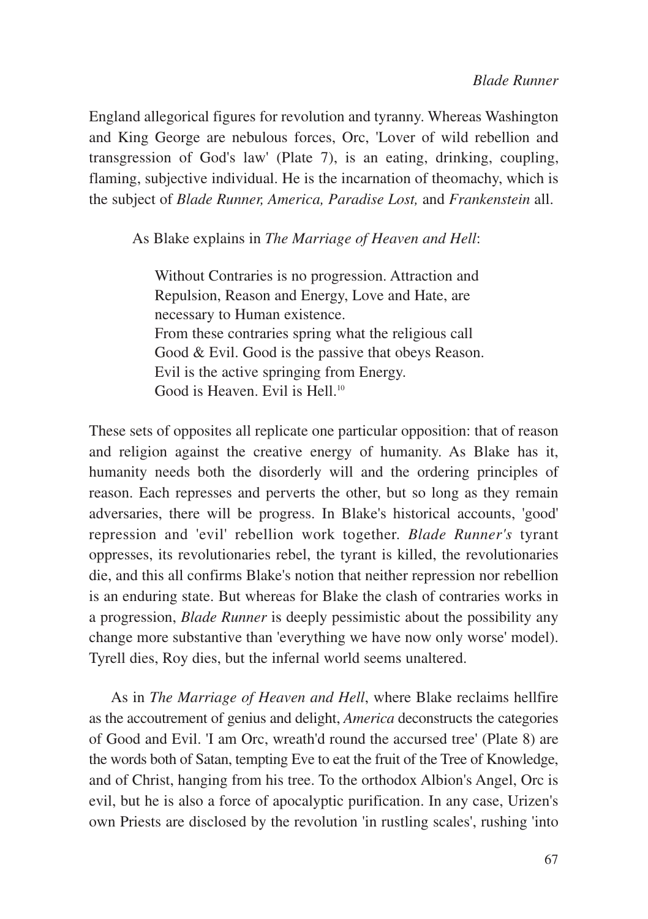England allegorical figures for revolution and tyranny. Whereas Washington and King George are nebulous forces, Orc, 'Lover of wild rebellion and transgression of God's law' (Plate 7), is an eating, drinking, coupling, flaming, subjective individual. He is the incarnation of theomachy, which is the subject of *Blade Runner, America, Paradise Lost,* and *Frankenstein* all.

As Blake explains in *The Marriage of Heaven and Hell*:

> Without Contraries is no progression. Attraction and Repulsion, Reason and Energy, Love and Hate, are necessary to Human existence.
> From these contraries spring what the religious call Good & Evil. Good is the passive that obeys Reason. Evil is the active springing from Energy.
> Good is Heaven. Evil is Hell.[10]

These sets of opposites all replicate one particular opposition: that of reason and religion against the creative energy of humanity. As Blake has it, humanity needs both the disorderly will and the ordering principles of reason. Each represses and perverts the other, but so long as they remain adversaries, there will be progress. In Blake's historical accounts, 'good' repression and 'evil' rebellion work together. *Blade Runner's* tyrant oppresses, its revolutionaries rebel, the tyrant is killed, the revolutionaries die, and this all confirms Blake's notion that neither repression nor rebellion is an enduring state. But whereas for Blake the clash of contraries works in a progression, *Blade Runner* is deeply pessimistic about the possibility any change more substantive than 'everything we have now only worse' model). Tyrell dies, Roy dies, but the infernal world seems unaltered.

As in *The Marriage of Heaven and Hell*, where Blake reclaims hellfire as the accoutrement of genius and delight, *America* deconstructs the categories of Good and Evil. 'I am Orc, wreath'd round the accursed tree' (Plate 8) are the words both of Satan, tempting Eve to eat the fruit of the Tree of Knowledge, and of Christ, hanging from his tree. To the orthodox Albion's Angel, Orc is evil, but he is also a force of apocalyptic purification. In any case, Urizen's own Priests are disclosed by the revolution 'in rustling scales', rushing 'into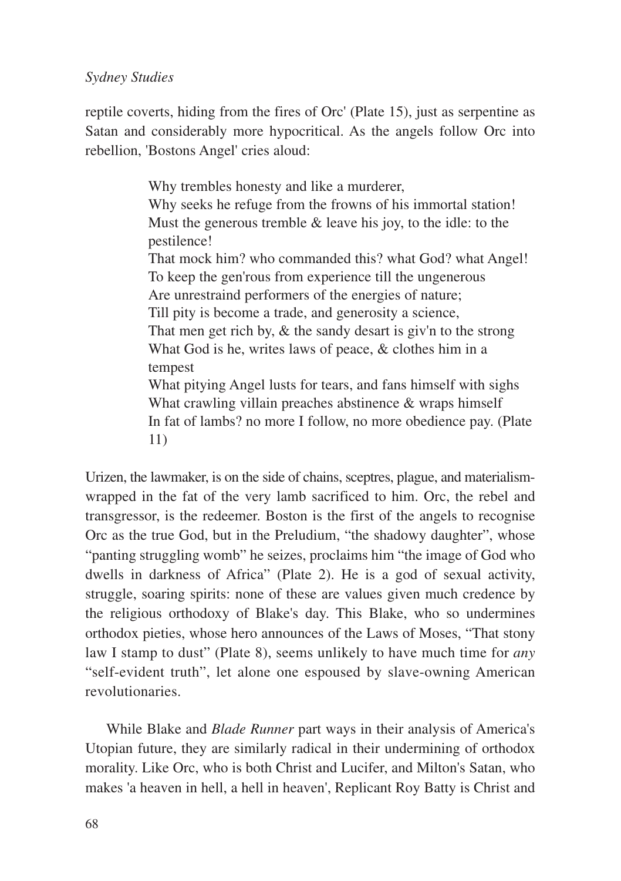reptile coverts, hiding from the fires of Orc' (Plate 15), just as serpentine as Satan and considerably more hypocritical. As the angels follow Orc into rebellion, 'Bostons Angel' cries aloud:

> Why trembles honesty and like a murderer,
> Why seeks he refuge from the frowns of his immortal station!
> Must the generous tremble & leave his joy, to the idle: to the pestilence!
> That mock him? who commanded this? what God? what Angel!
> To keep the gen'rous from experience till the ungenerous
> Are unrestraind performers of the energies of nature;
> Till pity is become a trade, and generosity a science,
> That men get rich by, & the sandy desart is giv'n to the strong
> What God is he, writes laws of peace, & clothes him in a tempest
> What pitying Angel lusts for tears, and fans himself with sighs
> What crawling villain preaches abstinence & wraps himself
> In fat of lambs? no more I follow, no more obedience pay. (Plate 11)

Urizen, the lawmaker, is on the side of chains, sceptres, plague, and materialism-wrapped in the fat of the very lamb sacrificed to him. Orc, the rebel and transgressor, is the redeemer. Boston is the first of the angels to recognise Orc as the true God, but in the Preludium, "the shadowy daughter", whose "panting struggling womb" he seizes, proclaims him "the image of God who dwells in darkness of Africa" (Plate 2). He is a god of sexual activity, struggle, soaring spirits: none of these are values given much credence by the religious orthodoxy of Blake's day. This Blake, who so undermines orthodox pieties, whose hero announces of the Laws of Moses, "That stony law I stamp to dust" (Plate 8), seems unlikely to have much time for *any* "self-evident truth", let alone one espoused by slave-owning American revolutionaries.

While Blake and *Blade Runner* part ways in their analysis of America's Utopian future, they are similarly radical in their undermining of orthodox morality. Like Orc, who is both Christ and Lucifer, and Milton's Satan, who makes 'a heaven in hell, a hell in heaven', Replicant Roy Batty is Christ and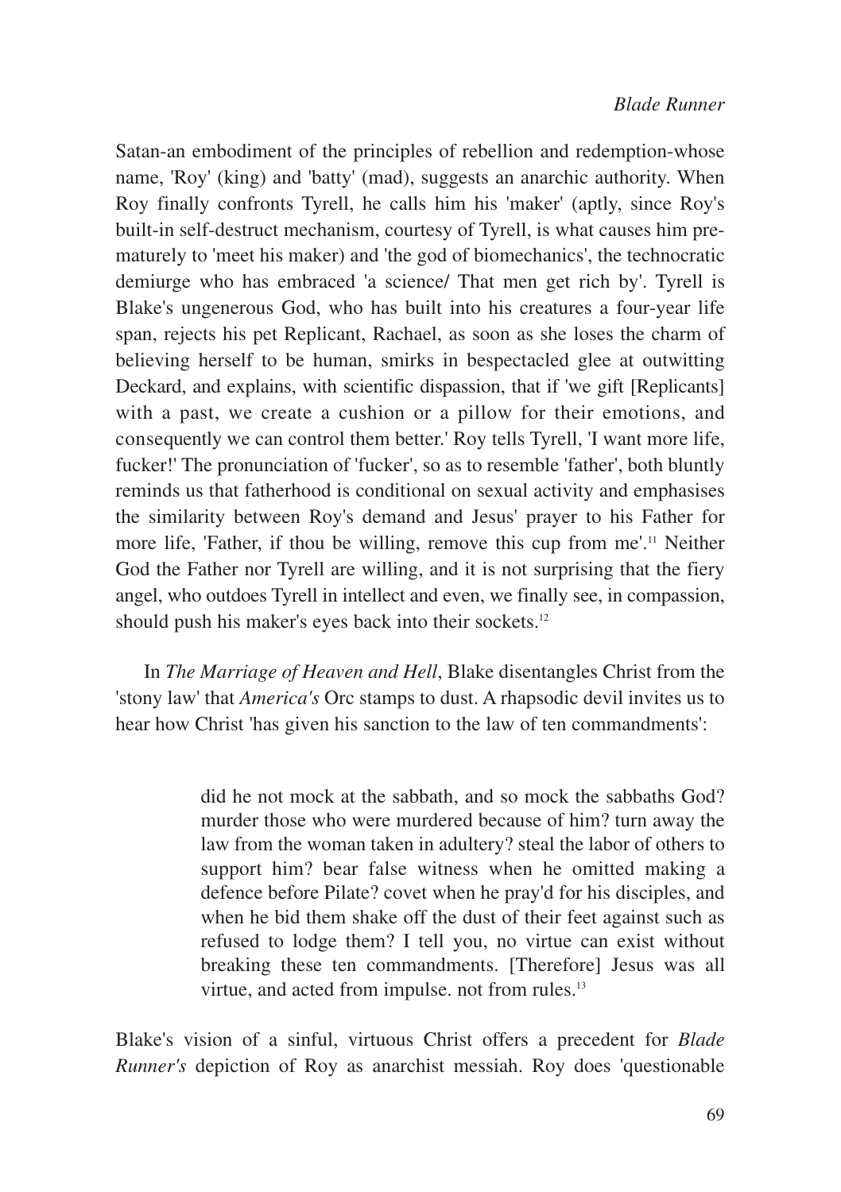Satan-an embodiment of the principles of rebellion and redemption-whose name, 'Roy' (king) and 'batty' (mad), suggests an anarchic authority. When Roy finally confronts Tyrell, he calls him his 'maker' (aptly, since Roy's built-in self-destruct mechanism, courtesy of Tyrell, is what causes him prematurely to 'meet his maker) and 'the god of biomechanics', the technocratic demiurge who has embraced 'a science/ That men get rich by'. Tyrell is Blake's ungenerous God, who has built into his creatures a four-year life span, rejects his pet Replicant, Rachael, as soon as she loses the charm of believing herself to be human, smirks in bespectacled glee at outwitting Deckard, and explains, with scientific dispassion, that if 'we gift [Replicants] with a past, we create a cushion or a pillow for their emotions, and consequently we can control them better.' Roy tells Tyrell, 'I want more life, fucker!' The pronunciation of 'fucker', so as to resemble 'father', both bluntly reminds us that fatherhood is conditional on sexual activity and emphasises the similarity between Roy's demand and Jesus' prayer to his Father for more life, 'Father, if thou be willing, remove this cup from me'.[11] Neither God the Father nor Tyrell are willing, and it is not surprising that the fiery angel, who outdoes Tyrell in intellect and even, we finally see, in compassion, should push his maker's eyes back into their sockets.[12]

In *The Marriage of Heaven and Hell*, Blake disentangles Christ from the 'stony law' that *America's* Orc stamps to dust. A rhapsodic devil invites us to hear how Christ 'has given his sanction to the law of ten commandments':

> did he not mock at the sabbath, and so mock the sabbaths God? murder those who were murdered because of him? turn away the law from the woman taken in adultery? steal the labor of others to support him? bear false witness when he omitted making a defence before Pilate? covet when he pray'd for his disciples, and when he bid them shake off the dust of their feet against such as refused to lodge them? I tell you, no virtue can exist without breaking these ten commandments. [Therefore] Jesus was all virtue, and acted from impulse. not from rules.[13]

Blake's vision of a sinful, virtuous Christ offers a precedent for *Blade Runner's* depiction of Roy as anarchist messiah. Roy does 'questionable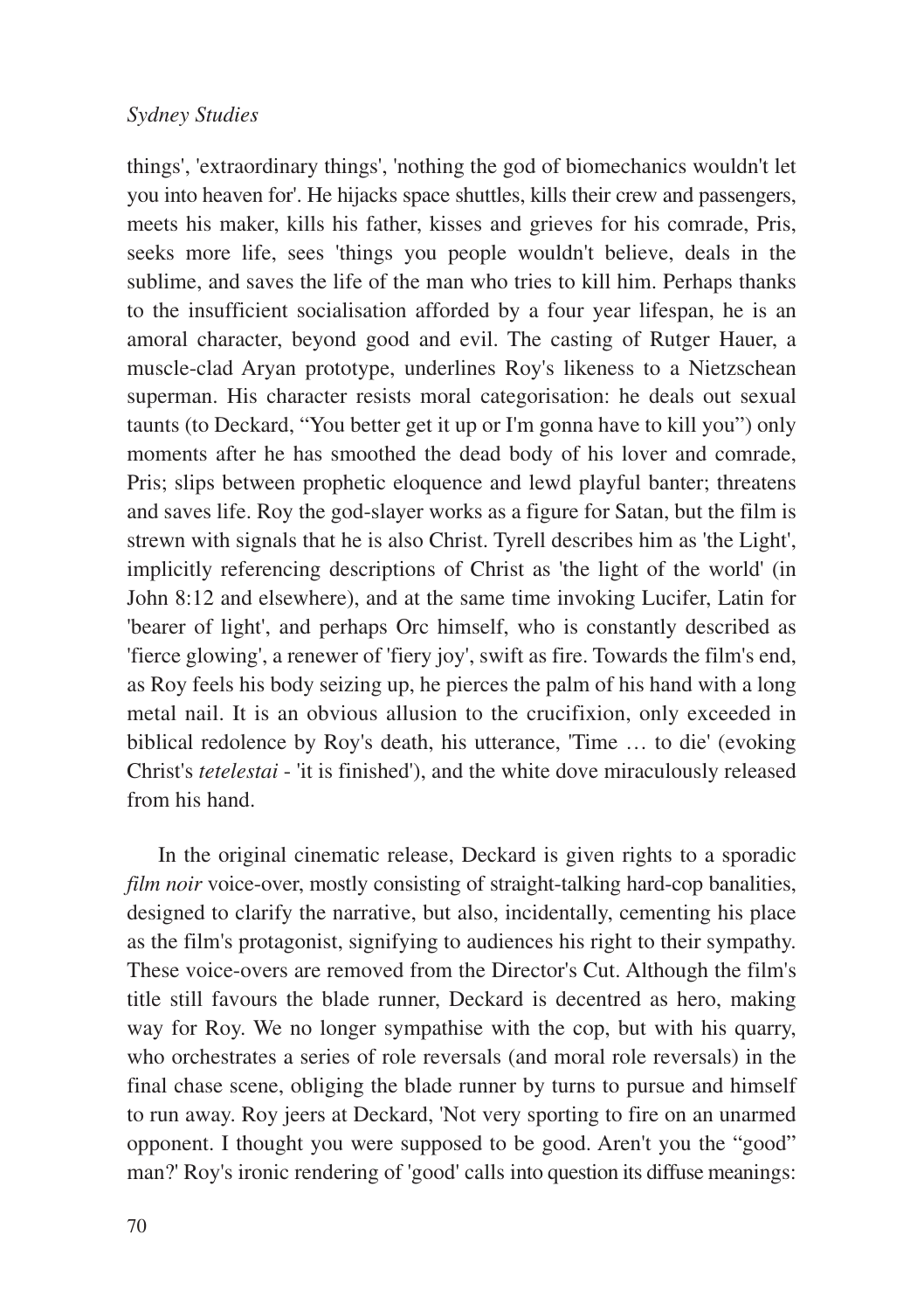things', 'extraordinary things', 'nothing the god of biomechanics wouldn't let you into heaven for'. He hijacks space shuttles, kills their crew and passengers, meets his maker, kills his father, kisses and grieves for his comrade, Pris, seeks more life, sees 'things you people wouldn't believe, deals in the sublime, and saves the life of the man who tries to kill him. Perhaps thanks to the insufficient socialisation afforded by a four year lifespan, he is an amoral character, beyond good and evil. The casting of Rutger Hauer, a muscle-clad Aryan prototype, underlines Roy's likeness to a Nietzschean superman. His character resists moral categorisation: he deals out sexual taunts (to Deckard, "You better get it up or I'm gonna have to kill you") only moments after he has smoothed the dead body of his lover and comrade, Pris; slips between prophetic eloquence and lewd playful banter; threatens and saves life. Roy the god-slayer works as a figure for Satan, but the film is strewn with signals that he is also Christ. Tyrell describes him as 'the Light', implicitly referencing descriptions of Christ as 'the light of the world' (in John 8:12 and elsewhere), and at the same time invoking Lucifer, Latin for 'bearer of light', and perhaps Orc himself, who is constantly described as 'fierce glowing', a renewer of 'fiery joy', swift as fire. Towards the film's end, as Roy feels his body seizing up, he pierces the palm of his hand with a long metal nail. It is an obvious allusion to the crucifixion, only exceeded in biblical redolence by Roy's death, his utterance, 'Time … to die' (evoking Christ's *tetelestai* - 'it is finished'), and the white dove miraculously released from his hand.

In the original cinematic release, Deckard is given rights to a sporadic *film noir* voice-over, mostly consisting of straight-talking hard-cop banalities, designed to clarify the narrative, but also, incidentally, cementing his place as the film's protagonist, signifying to audiences his right to their sympathy. These voice-overs are removed from the Director's Cut. Although the film's title still favours the blade runner, Deckard is decentred as hero, making way for Roy. We no longer sympathise with the cop, but with his quarry, who orchestrates a series of role reversals (and moral role reversals) in the final chase scene, obliging the blade runner by turns to pursue and himself to run away. Roy jeers at Deckard, 'Not very sporting to fire on an unarmed opponent. I thought you were supposed to be good. Aren't you the "good" man?' Roy's ironic rendering of 'good' calls into question its diffuse meanings: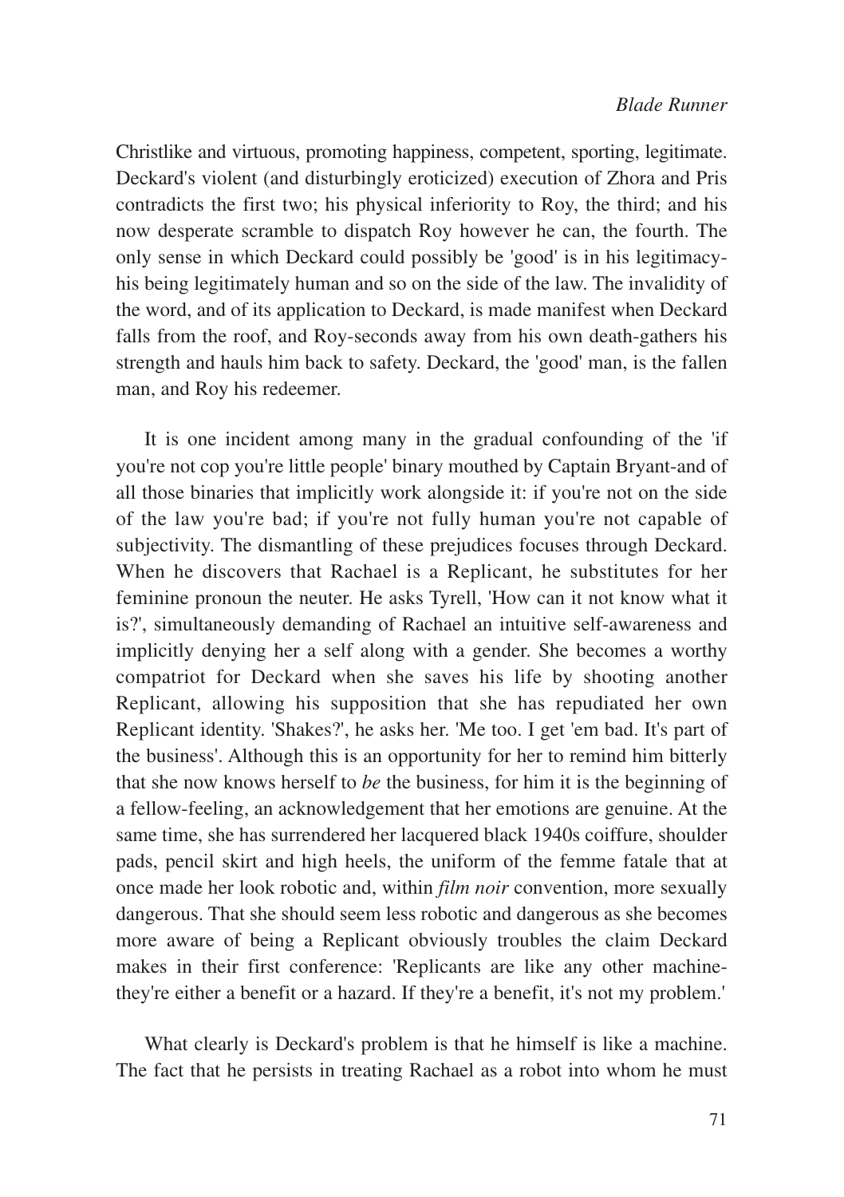Christlike and virtuous, promoting happiness, competent, sporting, legitimate. Deckard's violent (and disturbingly eroticized) execution of Zhora and Pris contradicts the first two; his physical inferiority to Roy, the third; and his now desperate scramble to dispatch Roy however he can, the fourth. The only sense in which Deckard could possibly be 'good' is in his legitimacy-his being legitimately human and so on the side of the law. The invalidity of the word, and of its application to Deckard, is made manifest when Deckard falls from the roof, and Roy-seconds away from his own death-gathers his strength and hauls him back to safety. Deckard, the 'good' man, is the fallen man, and Roy his redeemer.

It is one incident among many in the gradual confounding of the 'if you're not cop you're little people' binary mouthed by Captain Bryant-and of all those binaries that implicitly work alongside it: if you're not on the side of the law you're bad; if you're not fully human you're not capable of subjectivity. The dismantling of these prejudices focuses through Deckard. When he discovers that Rachael is a Replicant, he substitutes for her feminine pronoun the neuter. He asks Tyrell, 'How can it not know what it is?', simultaneously demanding of Rachael an intuitive self-awareness and implicitly denying her a self along with a gender. She becomes a worthy compatriot for Deckard when she saves his life by shooting another Replicant, allowing his supposition that she has repudiated her own Replicant identity. 'Shakes?', he asks her. 'Me too. I get 'em bad. It's part of the business'. Although this is an opportunity for her to remind him bitterly that she now knows herself to *be* the business, for him it is the beginning of a fellow-feeling, an acknowledgement that her emotions are genuine. At the same time, she has surrendered her lacquered black 1940s coiffure, shoulder pads, pencil skirt and high heels, the uniform of the femme fatale that at once made her look robotic and, within *film noir* convention, more sexually dangerous. That she should seem less robotic and dangerous as she becomes more aware of being a Replicant obviously troubles the claim Deckard makes in their first conference: 'Replicants are like any other machine-they're either a benefit or a hazard. If they're a benefit, it's not my problem.'

What clearly is Deckard's problem is that he himself is like a machine. The fact that he persists in treating Rachael as a robot into whom he must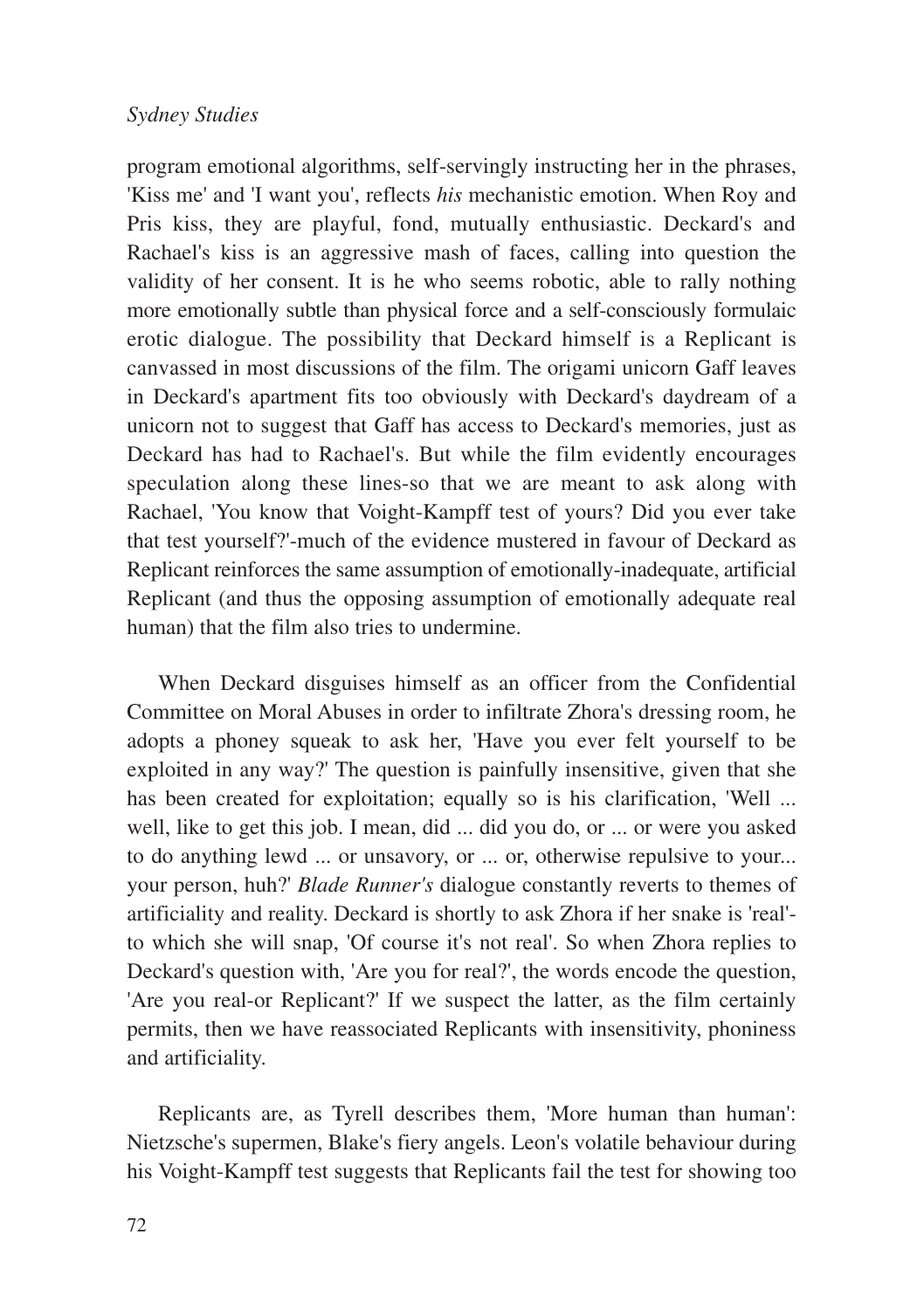program emotional algorithms, self-servingly instructing her in the phrases, 'Kiss me' and 'I want you', reflects *his* mechanistic emotion. When Roy and Pris kiss, they are playful, fond, mutually enthusiastic. Deckard's and Rachael's kiss is an aggressive mash of faces, calling into question the validity of her consent. It is he who seems robotic, able to rally nothing more emotionally subtle than physical force and a self-consciously formulaic erotic dialogue. The possibility that Deckard himself is a Replicant is canvassed in most discussions of the film. The origami unicorn Gaff leaves in Deckard's apartment fits too obviously with Deckard's daydream of a unicorn not to suggest that Gaff has access to Deckard's memories, just as Deckard has had to Rachael's. But while the film evidently encourages speculation along these lines-so that we are meant to ask along with Rachael, 'You know that Voight-Kampff test of yours? Did you ever take that test yourself?'-much of the evidence mustered in favour of Deckard as Replicant reinforces the same assumption of emotionally-inadequate, artificial Replicant (and thus the opposing assumption of emotionally adequate real human) that the film also tries to undermine.

When Deckard disguises himself as an officer from the Confidential Committee on Moral Abuses in order to infiltrate Zhora's dressing room, he adopts a phoney squeak to ask her, 'Have you ever felt yourself to be exploited in any way?' The question is painfully insensitive, given that she has been created for exploitation; equally so is his clarification, 'Well ... well, like to get this job. I mean, did ... did you do, or ... or were you asked to do anything lewd ... or unsavory, or ... or, otherwise repulsive to your... your person, huh?' *Blade Runner's* dialogue constantly reverts to themes of artificiality and reality. Deckard is shortly to ask Zhora if her snake is 'real'-to which she will snap, 'Of course it's not real'. So when Zhora replies to Deckard's question with, 'Are you for real?', the words encode the question, 'Are you real-or Replicant?' If we suspect the latter, as the film certainly permits, then we have reassociated Replicants with insensitivity, phoniness and artificiality.

Replicants are, as Tyrell describes them, 'More human than human': Nietzsche's supermen, Blake's fiery angels. Leon's volatile behaviour during his Voight-Kampff test suggests that Replicants fail the test for showing too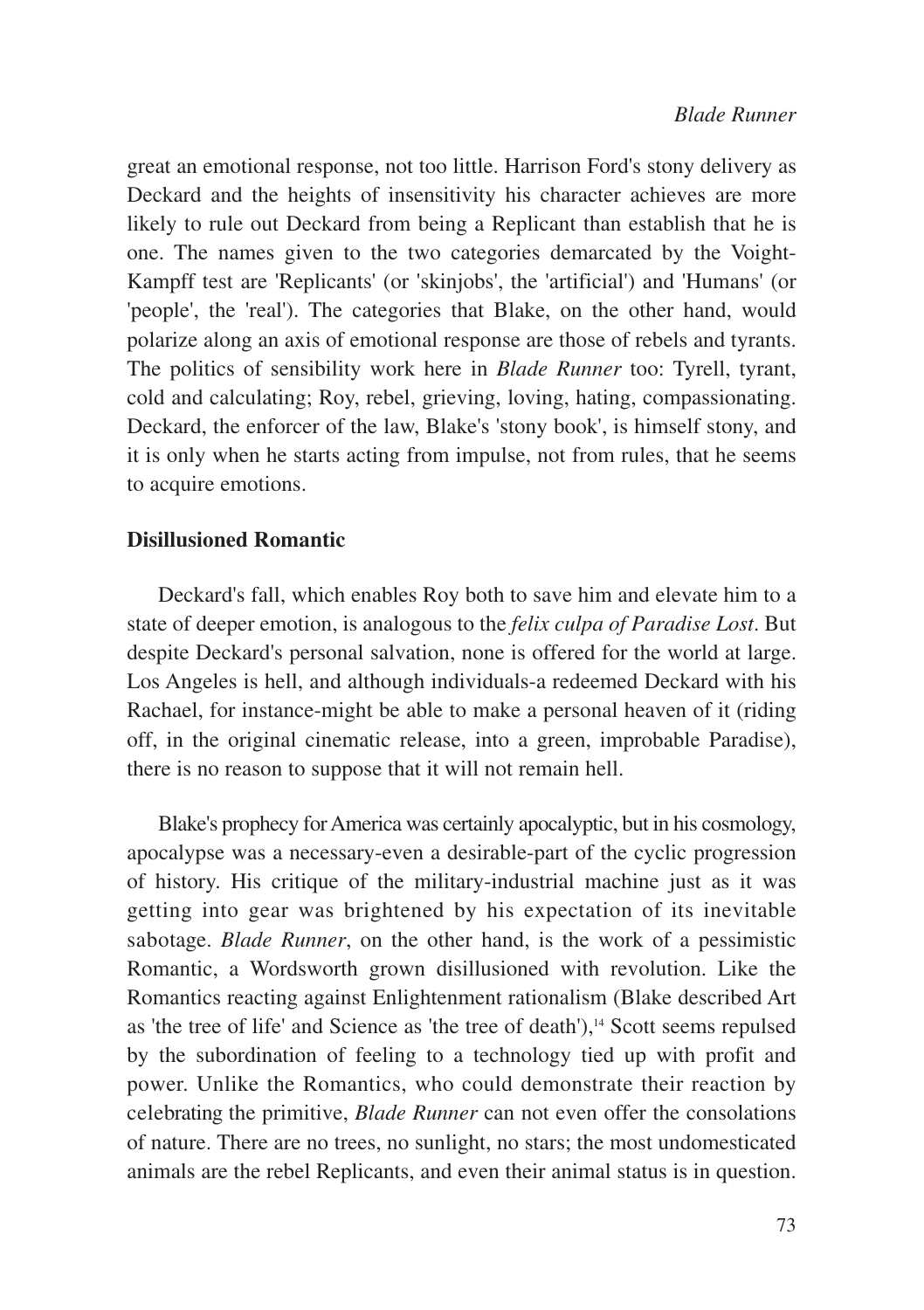great an emotional response, not too little. Harrison Ford's stony delivery as Deckard and the heights of insensitivity his character achieves are more likely to rule out Deckard from being a Replicant than establish that he is one. The names given to the two categories demarcated by the Voight-Kampff test are 'Replicants' (or 'skinjobs', the 'artificial') and 'Humans' (or 'people', the 'real'). The categories that Blake, on the other hand, would polarize along an axis of emotional response are those of rebels and tyrants. The politics of sensibility work here in *Blade Runner* too: Tyrell, tyrant, cold and calculating; Roy, rebel, grieving, loving, hating, compassionating. Deckard, the enforcer of the law, Blake's 'stony book', is himself stony, and it is only when he starts acting from impulse, not from rules, that he seems to acquire emotions.

## Disillusioned Romantic

Deckard's fall, which enables Roy both to save him and elevate him to a state of deeper emotion, is analogous to the *felix culpa of Paradise Lost*. But despite Deckard's personal salvation, none is offered for the world at large. Los Angeles is hell, and although individuals-a redeemed Deckard with his Rachael, for instance-might be able to make a personal heaven of it (riding off, in the original cinematic release, into a green, improbable Paradise), there is no reason to suppose that it will not remain hell.

Blake's prophecy for America was certainly apocalyptic, but in his cosmology, apocalypse was a necessary-even a desirable-part of the cyclic progression of history. His critique of the military-industrial machine just as it was getting into gear was brightened by his expectation of its inevitable sabotage. *Blade Runner*, on the other hand, is the work of a pessimistic Romantic, a Wordsworth grown disillusioned with revolution. Like the Romantics reacting against Enlightenment rationalism (Blake described Art as 'the tree of life' and Science as 'the tree of death'),[14] Scott seems repulsed by the subordination of feeling to a technology tied up with profit and power. Unlike the Romantics, who could demonstrate their reaction by celebrating the primitive, *Blade Runner* can not even offer the consolations of nature. There are no trees, no sunlight, no stars; the most undomesticated animals are the rebel Replicants, and even their animal status is in question.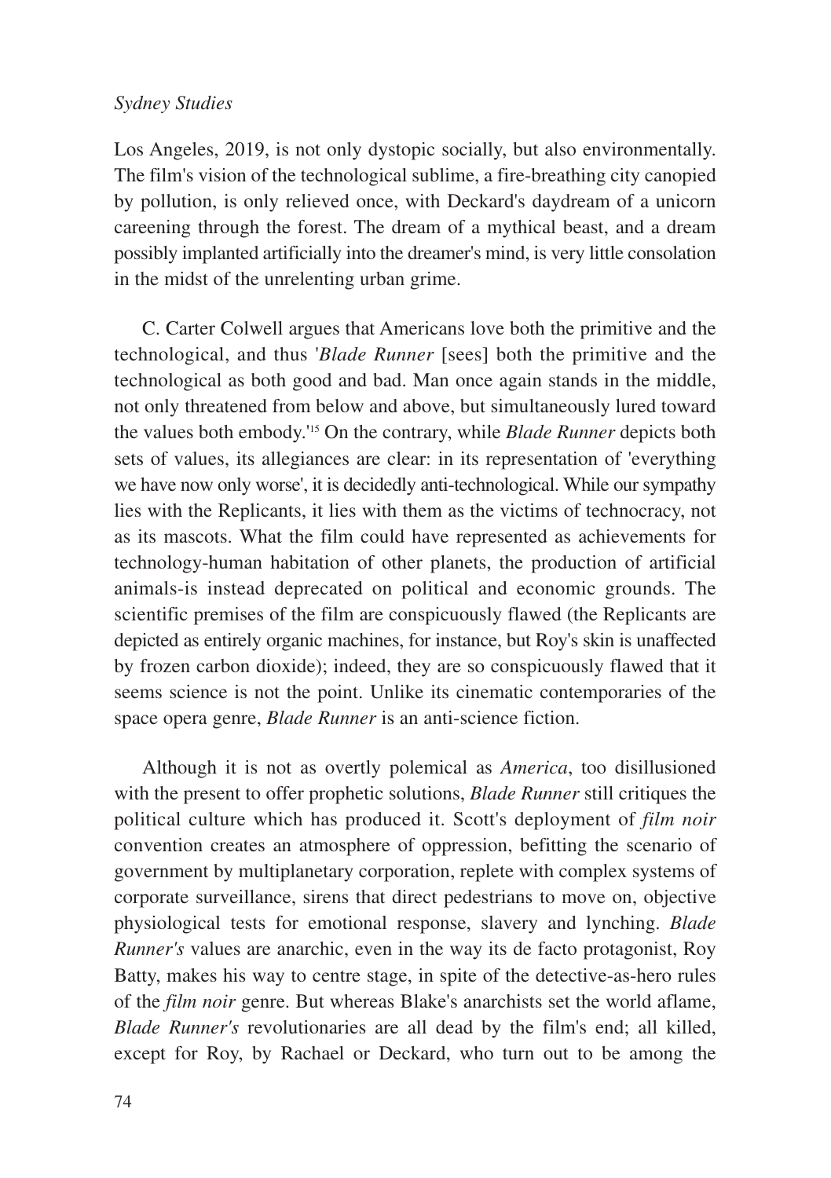Los Angeles, 2019, is not only dystopic socially, but also environmentally. The film's vision of the technological sublime, a fire-breathing city canopied by pollution, is only relieved once, with Deckard's daydream of a unicorn careening through the forest. The dream of a mythical beast, and a dream possibly implanted artificially into the dreamer's mind, is very little consolation in the midst of the unrelenting urban grime.

C. Carter Colwell argues that Americans love both the primitive and the technological, and thus '*Blade Runner* [sees] both the primitive and the technological as both good and bad. Man once again stands in the middle, not only threatened from below and above, but simultaneously lured toward the values both embody.'[15] On the contrary, while *Blade Runner* depicts both sets of values, its allegiances are clear: in its representation of 'everything we have now only worse', it is decidedly anti-technological. While our sympathy lies with the Replicants, it lies with them as the victims of technocracy, not as its mascots. What the film could have represented as achievements for technology-human habitation of other planets, the production of artificial animals-is instead deprecated on political and economic grounds. The scientific premises of the film are conspicuously flawed (the Replicants are depicted as entirely organic machines, for instance, but Roy's skin is unaffected by frozen carbon dioxide); indeed, they are so conspicuously flawed that it seems science is not the point. Unlike its cinematic contemporaries of the space opera genre, *Blade Runner* is an anti-science fiction.

Although it is not as overtly polemical as *America*, too disillusioned with the present to offer prophetic solutions, *Blade Runner* still critiques the political culture which has produced it. Scott's deployment of *film noir* convention creates an atmosphere of oppression, befitting the scenario of government by multiplanetary corporation, replete with complex systems of corporate surveillance, sirens that direct pedestrians to move on, objective physiological tests for emotional response, slavery and lynching. *Blade Runner's* values are anarchic, even in the way its de facto protagonist, Roy Batty, makes his way to centre stage, in spite of the detective-as-hero rules of the *film noir* genre. But whereas Blake's anarchists set the world aflame, *Blade Runner's* revolutionaries are all dead by the film's end; all killed, except for Roy, by Rachael or Deckard, who turn out to be among the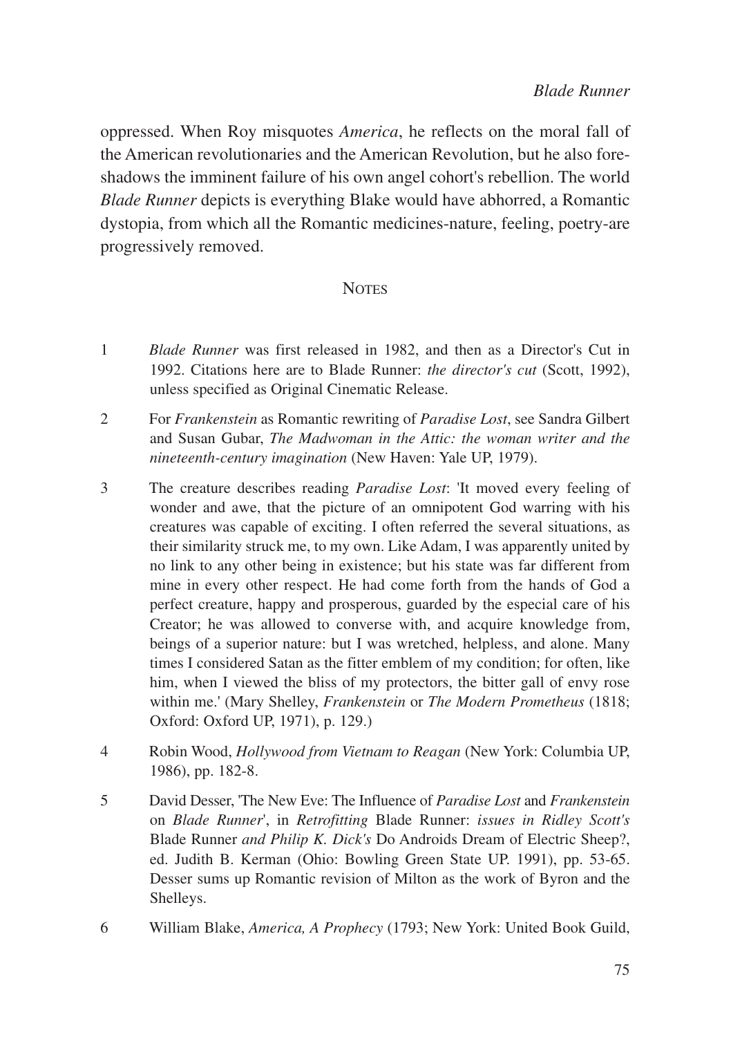oppressed. When Roy misquotes *America*, he reflects on the moral fall of the American revolutionaries and the American Revolution, but he also foreshadows the imminent failure of his own angel cohort's rebellion. The world *Blade Runner* depicts is everything Blake would have abhorred, a Romantic dystopia, from which all the Romantic medicines-nature, feeling, poetry-are progressively removed.

## NOTES

1 *Blade Runner* was first released in 1982, and then as a Director's Cut in 1992. Citations here are to Blade Runner: *the director's cut* (Scott, 1992), unless specified as Original Cinematic Release.

2 For *Frankenstein* as Romantic rewriting of *Paradise Lost*, see Sandra Gilbert and Susan Gubar, *The Madwoman in the Attic: the woman writer and the nineteenth-century imagination* (New Haven: Yale UP, 1979).

3 The creature describes reading *Paradise Lost*: 'It moved every feeling of wonder and awe, that the picture of an omnipotent God warring with his creatures was capable of exciting. I often referred the several situations, as their similarity struck me, to my own. Like Adam, I was apparently united by no link to any other being in existence; but his state was far different from mine in every other respect. He had come forth from the hands of God a perfect creature, happy and prosperous, guarded by the especial care of his Creator; he was allowed to converse with, and acquire knowledge from, beings of a superior nature: but I was wretched, helpless, and alone. Many times I considered Satan as the fitter emblem of my condition; for often, like him, when I viewed the bliss of my protectors, the bitter gall of envy rose within me.' (Mary Shelley, *Frankenstein* or *The Modern Prometheus* (1818; Oxford: Oxford UP, 1971), p. 129.)

4 Robin Wood, *Hollywood from Vietnam to Reagan* (New York: Columbia UP, 1986), pp. 182-8.

5 David Desser, 'The New Eve: The Influence of *Paradise Lost* and *Frankenstein* on *Blade Runner*', in *Retrofitting* Blade Runner: *issues in Ridley Scott's* Blade Runner *and Philip K. Dick's* Do Androids Dream of Electric Sheep?, ed. Judith B. Kerman (Ohio: Bowling Green State UP. 1991), pp. 53-65. Desser sums up Romantic revision of Milton as the work of Byron and the Shelleys.

6 William Blake, *America, A Prophecy* (1793; New York: United Book Guild,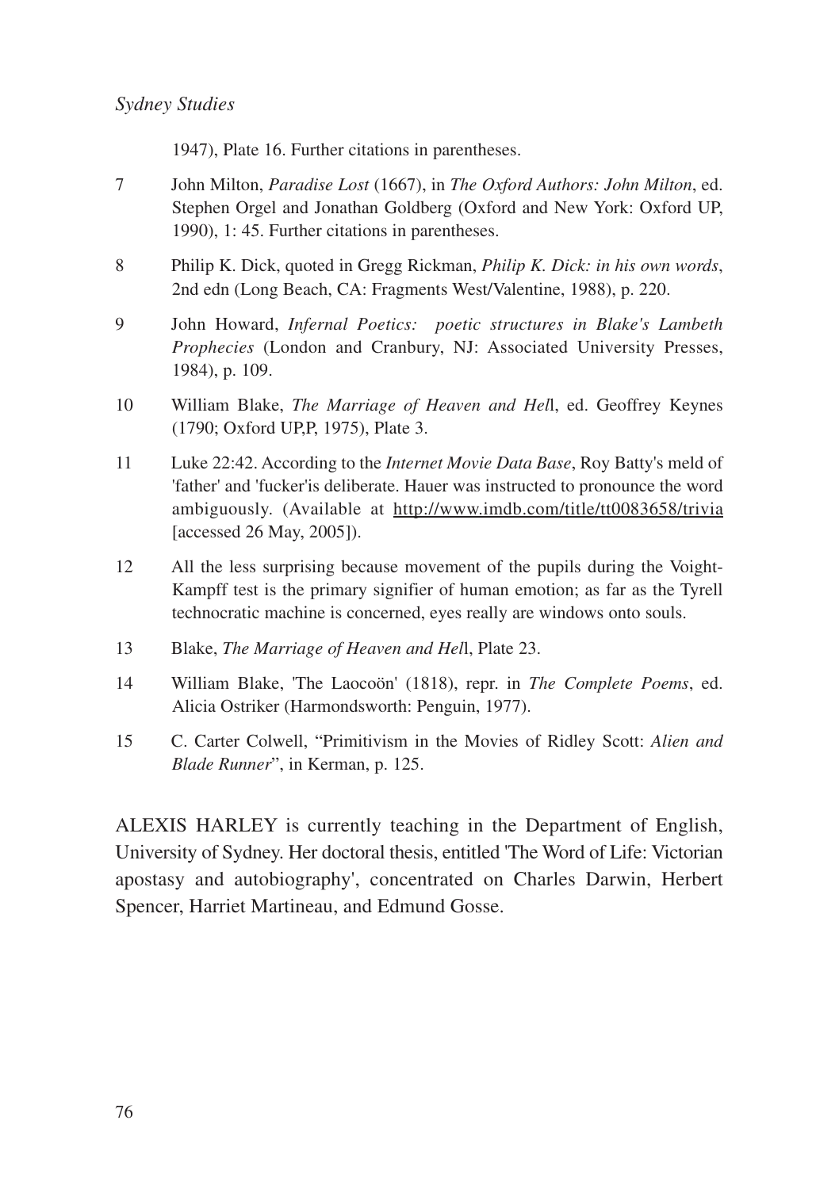1947), Plate 16. Further citations in parentheses.

7 John Milton, *Paradise Lost* (1667), in *The Oxford Authors: John Milton*, ed. Stephen Orgel and Jonathan Goldberg (Oxford and New York: Oxford UP, 1990), 1: 45. Further citations in parentheses.

8 Philip K. Dick, quoted in Gregg Rickman, *Philip K. Dick: in his own words*, 2nd edn (Long Beach, CA: Fragments West/Valentine, 1988), p. 220.

9 John Howard, *Infernal Poetics: poetic structures in Blake's Lambeth Prophecies* (London and Cranbury, NJ: Associated University Presses, 1984), p. 109.

10 William Blake, *The Marriage of Heaven and Hel*l, ed. Geoffrey Keynes (1790; Oxford UP,P, 1975), Plate 3.

11 Luke 22:42. According to the *Internet Movie Data Base*, Roy Batty's meld of 'father' and 'fucker'is deliberate. Hauer was instructed to pronounce the word ambiguously. (Available at http://www.imdb.com/title/tt0083658/trivia [accessed 26 May, 2005]).

12 All the less surprising because movement of the pupils during the Voight-Kampff test is the primary signifier of human emotion; as far as the Tyrell technocratic machine is concerned, eyes really are windows onto souls.

13 Blake, *The Marriage of Heaven and Hel*l, Plate 23.

14 William Blake, 'The Laocoön' (1818), repr. in *The Complete Poems*, ed. Alicia Ostriker (Harmondsworth: Penguin, 1977).

15 C. Carter Colwell, "Primitivism in the Movies of Ridley Scott: *Alien and Blade Runner*", in Kerman, p. 125.

ALEXIS HARLEY is currently teaching in the Department of English, University of Sydney. Her doctoral thesis, entitled 'The Word of Life: Victorian apostasy and autobiography', concentrated on Charles Darwin, Herbert Spencer, Harriet Martineau, and Edmund Gosse.